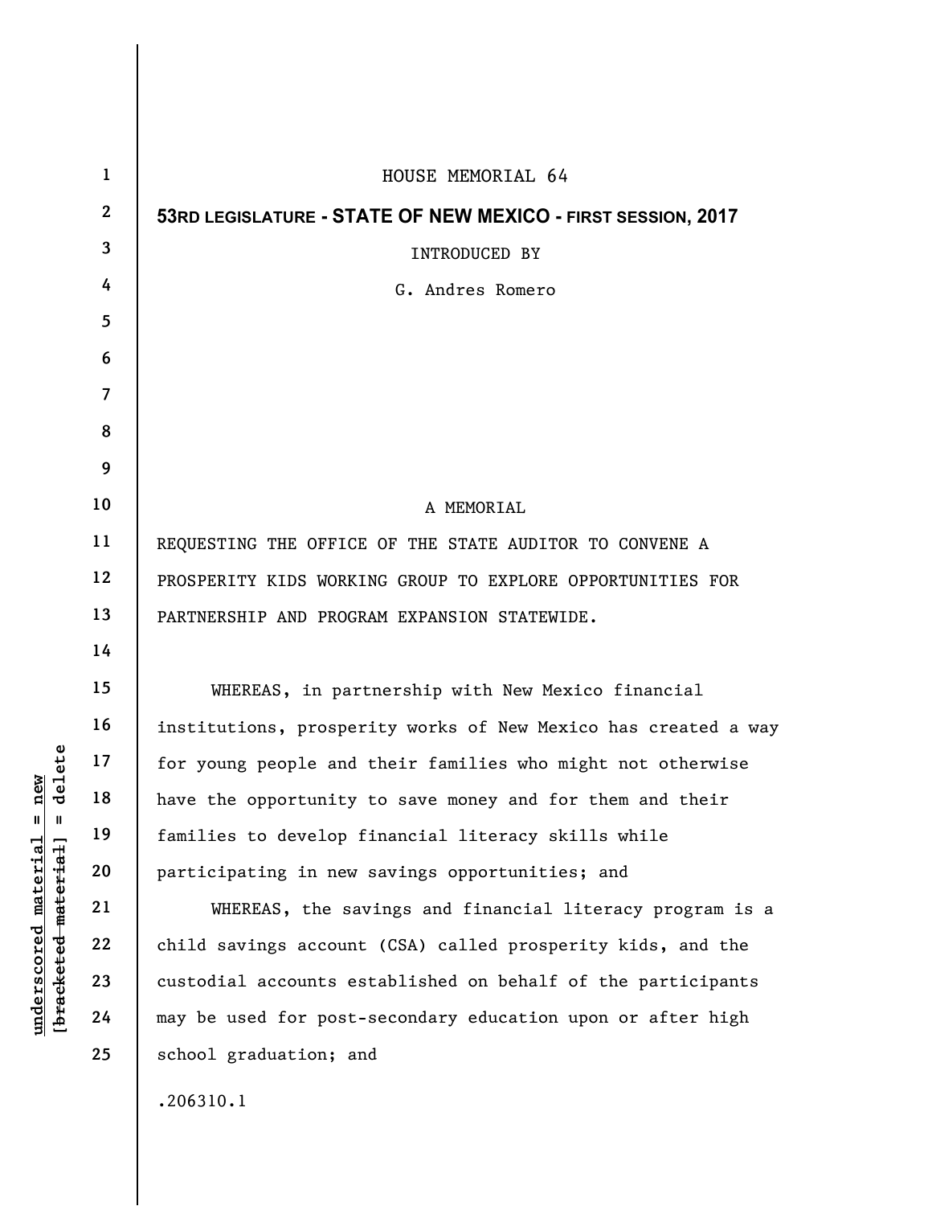HOUSE MEMORIAL 64

**53RD LEGISLATURE - STATE OF NEW MEXICO - FIRST SESSION, 2017**

INTRODUCED BY

G. Andres Romero

A MEMORIAL

REQUESTING THE OFFICE OF THE STATE AUDITOR TO CONVENE A PROSPERITY KIDS WORKING GROUP TO EXPLORE OPPORTUNITIES FOR PARTNERSHIP AND PROGRAM EXPANSION STATEWIDE.

WHEREAS, in partnership with New Mexico financial institutions, prosperity works of New Mexico has created a way for young people and their families who might not otherwise have the opportunity to save money and for them and their families to develop financial literacy skills while participating in new savings opportunities; and

WHEREAS, the savings and financial literacy program is a child savings account (CSA) called prosperity kids, and the custodial accounts established on behalf of the participants may be used for post-secondary education upon or after high school graduation; and

.206310.1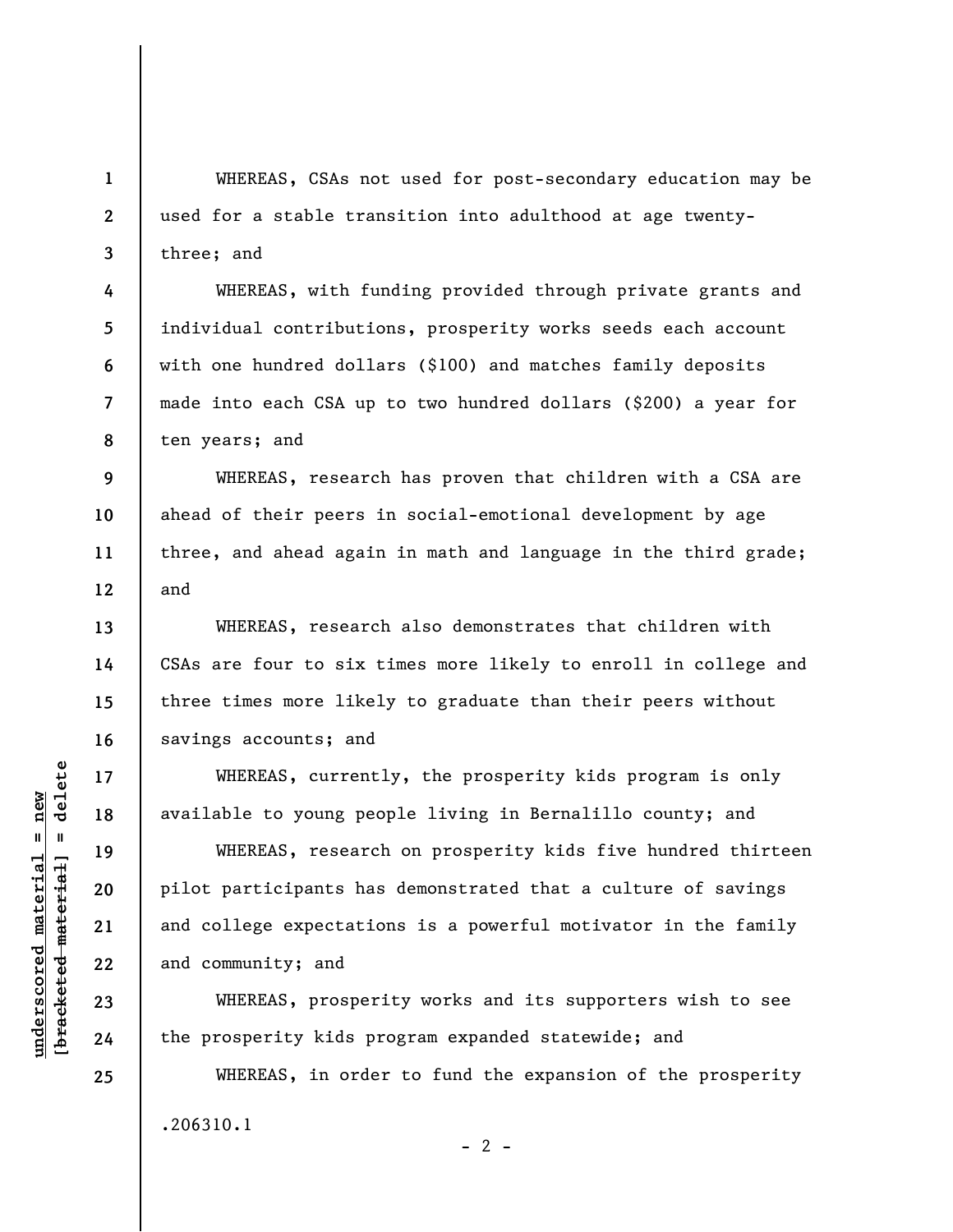WHEREAS, CSAs not used for post-secondary education may be used for a stable transition into adulthood at age twenty-three; and

WHEREAS, with funding provided through private grants and individual contributions, prosperity works seeds each account with one hundred dollars ($100) and matches family deposits made into each CSA up to two hundred dollars ($200) a year for ten years; and

WHEREAS, research has proven that children with a CSA are ahead of their peers in social-emotional development by age three, and ahead again in math and language in the third grade; and

WHEREAS, research also demonstrates that children with CSAs are four to six times more likely to enroll in college and three times more likely to graduate than their peers without savings accounts; and

WHEREAS, currently, the prosperity kids program is only available to young people living in Bernalillo county; and

WHEREAS, research on prosperity kids five hundred thirteen pilot participants has demonstrated that a culture of savings and college expectations is a powerful motivator in the family and community; and

WHEREAS, prosperity works and its supporters wish to see the prosperity kids program expanded statewide; and

WHEREAS, in order to fund the expansion of the prosperity

.206310.1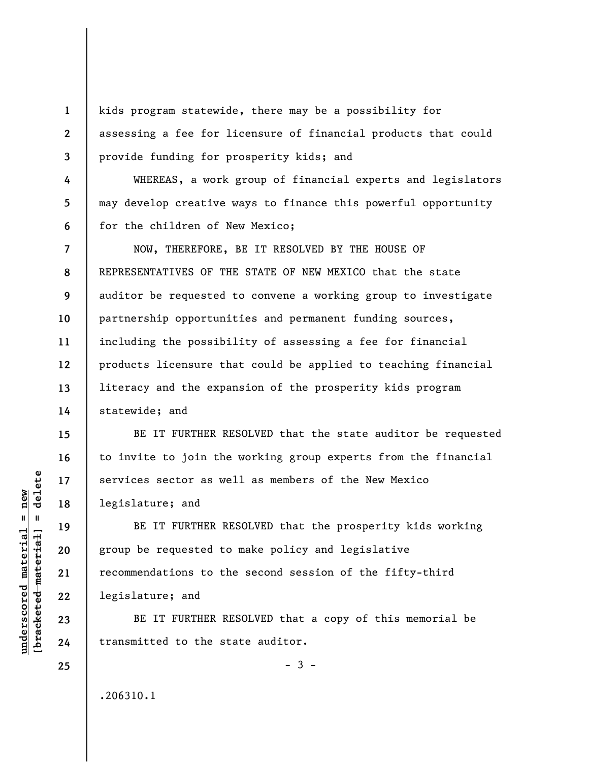kids program statewide, there may be a possibility for assessing a fee for licensure of financial products that could provide funding for prosperity kids; and

WHEREAS, a work group of financial experts and legislators may develop creative ways to finance this powerful opportunity for the children of New Mexico;

NOW, THEREFORE, BE IT RESOLVED BY THE HOUSE OF REPRESENTATIVES OF THE STATE OF NEW MEXICO that the state auditor be requested to convene a working group to investigate partnership opportunities and permanent funding sources, including the possibility of assessing a fee for financial products licensure that could be applied to teaching financial literacy and the expansion of the prosperity kids program statewide; and

BE IT FURTHER RESOLVED that the state auditor be requested to invite to join the working group experts from the financial services sector as well as members of the New Mexico legislature; and

BE IT FURTHER RESOLVED that the prosperity kids working group be requested to make policy and legislative recommendations to the second session of the fifty-third legislature; and

BE IT FURTHER RESOLVED that a copy of this memorial be transmitted to the state auditor.

.206310.1